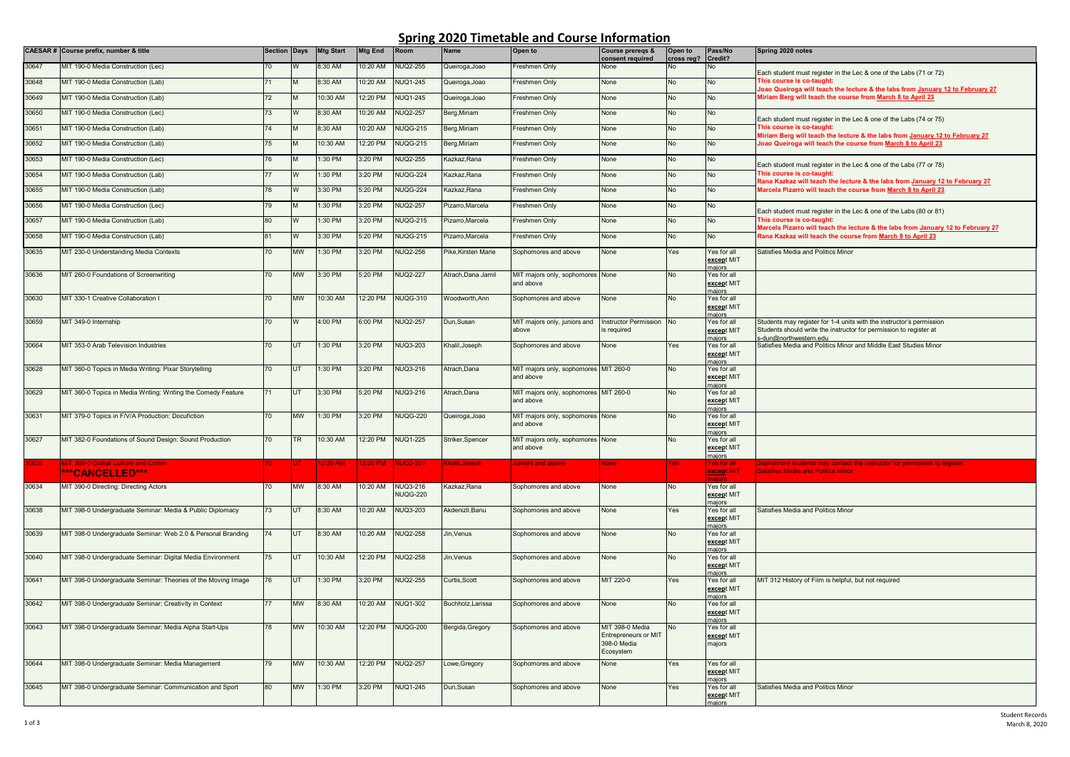# Spring 2020 Timetable and Course Information

| CAESAR # | Course prefix, number & title | Section | Days | Mtg Start | Mtg End | Room | Name | Open to | Course prereqs & consent required | Open to cross reg? | Pass/No Credit? | Spring 2020 notes |
|---|---|---|---|---|---|---|---|---|---|---|---|---|
| 30647 | MIT 190-0 Media Construction (Lec) | 70 | W | 8:30 AM | 10:20 AM | NUQ2-255 | Queiroga,Joao | Freshmen Only | None | No | No | Each student must register in the Lec & one of the Labs (71 or 72) This course is co-taught: Joao Queiroga will teach the lecture & the labs from January 12 to February 27 Miriam Berg will teach the course from March 8 to April 23 |
| 30648 | MIT 190-0 Media Construction (Lab) | 71 | M | 8:30 AM | 10:20 AM | NUQ1-245 | Queiroga,Joao | Freshmen Only | None | No | No | |
| 30649 | MIT 190-0 Media Construction (Lab) | 72 | M | 10:30 AM | 12:20 PM | NUQ1-245 | Queiroga,Joao | Freshmen Only | None | No | No | |
| 30650 | MIT 190-0 Media Construction (Lec) | 73 | W | 8:30 AM | 10:20 AM | NUQ2-257 | Berg,Miriam | Freshmen Only | None | No | No | Each student must register in the Lec & one of the Labs (74 or 75) This course is co-taught: Miriam Berg will teach the lecture & the labs from January 12 to February 27 Joao Queiroga will teach the course from March 8 to April 23 |
| 30651 | MIT 190-0 Media Construction (Lab) | 74 | M | 8:30 AM | 10:20 AM | NUQG-215 | Berg,Miriam | Freshmen Only | None | No | No | |
| 30652 | MIT 190-0 Media Construction (Lab) | 75 | M | 10:30 AM | 12:20 PM | NUQG-215 | Berg,Miriam | Freshmen Only | None | No | No | |
| 30653 | MIT 190-0 Media Construction (Lec) | 76 | M | 1:30 PM | 3:20 PM | NUQ2-255 | Kazkaz,Rana | Freshmen Only | None | No | No | Each student must register in the Lec & one of the Labs (77 or 78) This course is co-taught: Rana Kazkaz will teach the lecture & the labs from January 12 to February 27 Marcela Pizarro will teach the course from March 8 to April 23 |
| 30654 | MIT 190-0 Media Construction (Lab) | 77 | W | 1:30 PM | 3:20 PM | NUQG-224 | Kazkaz,Rana | Freshmen Only | None | No | No | |
| 30655 | MIT 190-0 Media Construction (Lab) | 78 | W | 3:30 PM | 5:20 PM | NUQG-224 | Kazkaz,Rana | Freshmen Only | None | No | No | |
| 30656 | MIT 190-0 Media Construction (Lec) | 79 | M | 1:30 PM | 3:20 PM | NUQ2-257 | Pizarro,Marcela | Freshmen Only | None | No | No | Each student must register in the Lec & one of the Labs (80 or 81) This course is co-taught: Marcela Pizarro will teach the lecture & the labs from January 12 to February 27 Rana Kazkaz will teach the course from March 8 to April 23 |
| 30657 | MIT 190-0 Media Construction (Lab) | 80 | W | 1:30 PM | 3:20 PM | NUQG-215 | Pizarro,Marcela | Freshmen Only | None | No | No | |
| 30658 | MIT 190-0 Media Construction (Lab) | 81 | W | 3:30 PM | 5:20 PM | NUQG-215 | Pizarro,Marcela | Freshmen Only | None | No | No | |
| 30635 | MIT 230-0 Understanding Media Contexts | 70 | MW | 1:30 PM | 3:20 PM | NUQ2-256 | Pike,Kirsten Marie | Sophomores and above | None | Yes | Yes for all except MIT majors | Satisfies Media and Politics Minor |
| 30636 | MIT 260-0 Foundations of Screenwriting | 70 | MW | 3:30 PM | 5:20 PM | NUQ2-227 | Atrach,Dana Jamil | MIT majors only, sophomores and above | None | No | Yes for all except MIT majors | |
| 30630 | MIT 330-1 Creative Collaboration I | 70 | MW | 10:30 AM | 12:20 PM | NUQG-310 | Woodworth,Ann | Sophomores and above | None | No | Yes for all except MIT majors | |
| 30659 | MIT 349-0 Internship | 70 | W | 4:00 PM | 6:00 PM | NUQ2-257 | Dun,Susan | MIT majors only, juniors and above | Instructor Permission is required | No | Yes for all except MIT majors | Students may register for 1-4 units with the instructor's permission Students should write the instructor for permission to register at s-dun@northwestern.edu |
| 30664 | MIT 353-0 Arab Television Industries | 70 | UT | 1:30 PM | 3:20 PM | NUQ3-203 | Khalil,Joseph | Sophomores and above | None | Yes | Yes for all except MIT majors | Satisfies Media and Politics Minor and Middle East Studies Minor |
| 30628 | MIT 360-0 Topics in Media Writing: Pixar Storytelling | 70 | UT | 1:30 PM | 3:20 PM | NUQ3-216 | Atrach,Dana | MIT majors only, sophomores and above | MIT 260-0 | No | Yes for all except MIT majors | |
| 30629 | MIT 360-0 Topics in Media Writing: Writing the Comedy Feature | 71 | UT | 3:30 PM | 5:20 PM | NUQ3-216 | Atrach,Dana | MIT majors only, sophomores and above | MIT 260-0 | No | Yes for all except MIT majors | |
| 30631 | MIT 379-0 Topics in F/V/A Production: Docufiction | 70 | MW | 1:30 PM | 3:20 PM | NUQG-220 | Queiroga,Joao | MIT majors only, sophomores and above | None | No | Yes for all except MIT majors | |
| 30627 | MIT 382-0 Foundations of Sound Design: Sound Production | 70 | TR | 10:30 AM | 12:20 PM | NUQ1-225 | Striker,Spencer | MIT majors only, sophomores and above | None | No | Yes for all except MIT majors | |
| 30633 | MIT 389-0 Global Culture and Comm ***CANCELLED*** | 70 | UT | 10:30 AM | 12:20 PM | NUQ2-201 | Khalil,Joseph | Juniors and above | None | Yes | Yes for all except MIT majors | Sophomore students may contact the instructor for permission to register Satisfies Media and Politics Minor |
| 30634 | MIT 390-0 Directing: Directing Actors | 70 | MW | 8:30 AM | 10:20 AM | NUQ3-216 NUQG-220 | Kazkaz,Rana | Sophomores and above | None | No | Yes for all except MIT majors | |
| 30638 | MIT 398-0 Undergraduate Seminar: Media & Public Diplomacy | 73 | UT | 8:30 AM | 10:20 AM | NUQ3-203 | Akdenizli,Banu | Sophomores and above | None | Yes | Yes for all except MIT majors | Satisfies Media and Politics Minor |
| 30639 | MIT 398-0 Undergraduate Seminar: Web 2.0 & Personal Branding | 74 | UT | 8:30 AM | 10:20 AM | NUQ2-258 | Jin,Venus | Sophomores and above | None | No | Yes for all except MIT majors | |
| 30640 | MIT 398-0 Undergraduate Seminar: Digital Media Environment | 75 | UT | 10:30 AM | 12:20 PM | NUQ2-258 | Jin,Venus | Sophomores and above | None | No | Yes for all except MIT majors | |
| 30641 | MIT 398-0 Undergraduate Seminar: Theories of the Moving Image | 76 | UT | 1:30 PM | 3:20 PM | NUQ2-255 | Curtis,Scott | Sophomores and above | MIT 220-0 | Yes | Yes for all except MIT majors | MIT 312 History of Film is helpful, but not required |
| 30642 | MIT 398-0 Undergraduate Seminar: Creativity in Context | 77 | MW | 8:30 AM | 10:20 AM | NUQ1-302 | Buchholz,Larissa | Sophomores and above | None | No | Yes for all except MIT majors | |
| 30643 | MIT 398-0 Undergraduate Seminar: Media Alpha Start-Ups | 78 | MW | 10:30 AM | 12:20 PM | NUQG-200 | Bergida,Gregory | Sophomores and above | MIT 398-0 Media Entrepreneurs or MIT 398-0 Media Ecosystem | No | Yes for all except MIT majors | |
| 30644 | MIT 398-0 Undergraduate Seminar: Media Management | 79 | MW | 10:30 AM | 12:20 PM | NUQ2-257 | Lowe,Gregory | Sophomores and above | None | Yes | Yes for all except MIT majors | |
| 30645 | MIT 398-0 Undergraduate Seminar: Communication and Sport | 80 | MW | 1:30 PM | 3:20 PM | NUQ1-245 | Dun,Susan | Sophomores and above | None | Yes | Yes for all except MIT majors | Satisfies Media and Politics Minor |

Student Records
March 8, 2020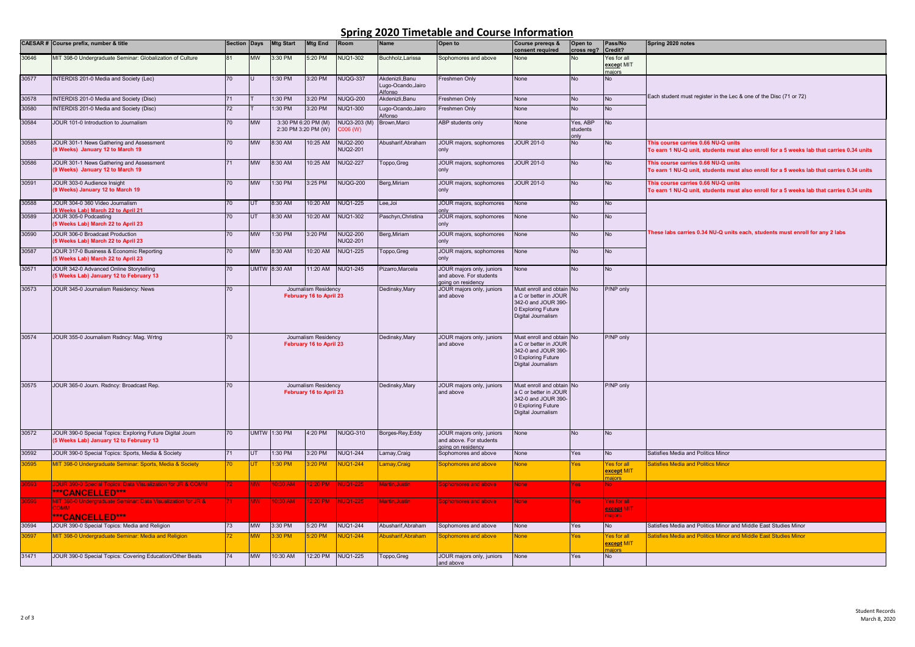# Spring 2020 Timetable and Course Information

| CAESAR # | Course prefix, number & title | Section | Days | Mtg Start | Mtg End | Room | Name | Open to | Course prereqs & consent required | Open to cross reg? | Pass/No Credit? | Spring 2020 notes |
|---|---|---|---|---|---|---|---|---|---|---|---|---|
| 30646 | MIT 398-0 Undergraduate Seminar: Globalization of Culture | 81 | MW | 3:30 PM | 5:20 PM | NUQ1-302 | Buchholz,Larissa | Sophomores and above | None | No | Yes for all **except** MIT majors | |
| 30577 | INTERDIS 201-0 Media and Society (Lec) | 70 | U | 1:30 PM | 3:20 PM | NUQG-337 | Akdenizli,Banu Lugo-Ocando,Jairo Alfonso | Freshmen Only | None | No | No | Each student must register in the Lec & one of the Disc (71 or 72) |
| 30578 | INTERDIS 201-0 Media and Society (Disc) | 71 | T | 1:30 PM | 3:20 PM | NUQG-200 | Akdenizli,Banu | Freshmen Only | None | No | No | |
| 30580 | INTERDIS 201-0 Media and Society (Disc) | 72 | T | 1:30 PM | 3:20 PM | NUQ1-300 | Lugo-Ocando,Jairo Alfonso | Freshmen Only | None | No | No | |
| 30584 | JOUR 101-0 Introduction to Journalism | 70 | MW | 3:30 PM 6:20 PM (M) 2:30 PM 3:20 PM (W) | | NUQ3-203 (M) C006 (W) | Brown,Marci | ABP students only | None | Yes, ABP students only | No | |
| 30585 | JOUR 301-1 News Gathering and Assessment (9 Weeks) January 12 to March 19 | 70 | MW | 8:30 AM | 10:25 AM | NUQ2-200 NUQ2-201 | Abusharif,Abraham | JOUR majors, sophomores only | JOUR 201-0 | No | No | **This course carries 0.66 NU-Q units** **To earn 1 NU-Q unit, students must also enroll for a 5 weeks lab that carries 0.34 units** |
| 30586 | JOUR 301-1 News Gathering and Assessment (9 Weeks) January 12 to March 19 | 71 | MW | 8:30 AM | 10:25 AM | NUQ2-227 | Toppo,Greg | JOUR majors, sophomores only | JOUR 201-0 | No | No | **This course carries 0.66 NU-Q units** **To earn 1 NU-Q unit, students must also enroll for a 5 weeks lab that carries 0.34 units** |
| 30591 | JOUR 303-0 Audience Insight (9 Weeks) January 12 to March 19 | 70 | MW | 1:30 PM | 3:25 PM | NUQG-200 | Berg,Miriam | JOUR majors, sophomores only | JOUR 201-0 | No | No | **This course carries 0.66 NU-Q units** **To earn 1 NU-Q unit, students must also enroll for a 5 weeks lab that carries 0.34 units** |
| 30588 | JOUR 304-0 360 Video Journalism (5 Weeks Lab) March 22 to April 21 | 70 | UT | 8:30 AM | 10:20 AM | NUQ1-225 | Lee,Joi | JOUR majors, sophomores only | None | No | No | **These labs carries 0.34 NU-Q units each, students must enroll for any 2 labs** |
| 30589 | JOUR 305-0 Podcasting (5 Weeks Lab) March 22 to April 23 | 70 | UT | 8:30 AM | 10:20 AM | NUQ1-302 | Paschyn,Christina | JOUR majors, sophomores only | None | No | No | |
| 30590 | JOUR 306-0 Broadcast Production (5 Weeks Lab) March 22 to April 23 | 70 | MW | 1:30 PM | 3:20 PM | NUQ2-200 NUQ2-201 | Berg,Miriam | JOUR majors, sophomores only | None | No | No | |
| 30587 | JOUR 317-0 Business & Economic Reporting (5 Weeks Lab) March 22 to April 23 | 70 | MW | 8:30 AM | 10:20 AM | NUQ1-225 | Toppo,Greg | JOUR majors, sophomores only | None | No | No | |
| 30571 | JOUR 342-0 Advanced Online Storytelling (5 Weeks Lab) January 12 to February 13 | 70 | UMTW | 8:30 AM | 11:20 AM | NUQ1-245 | Pizarro,Marcela | JOUR majors only, juniors and above. For students going on residency | None | No | No | |
| 30573 | JOUR 345-0 Journalism Residency: News | 70 | Journalism Residency **February 16 to April 23** | | | | Dedinsky,Mary | JOUR majors only, juniors and above | Must enroll and obtain a C or better in JOUR 342-0 and JOUR 390-0 Exploring Future Digital Journalism | No | P/NP only | |
| 30574 | JOUR 355-0 Journalism Rsdncy: Mag. Wrtng | 70 | Journalism Residency **February 16 to April 23** | | | | Dedinsky,Mary | JOUR majors only, juniors and above | Must enroll and obtain a C or better in JOUR 342-0 and JOUR 390-0 Exploring Future Digital Journalism | No | P/NP only | |
| 30575 | JOUR 365-0 Journ. Rsdncy: Broadcast Rep. | 70 | Journalism Residency **February 16 to April 23** | | | | Dedinsky,Mary | JOUR majors only, juniors and above | Must enroll and obtain a C or better in JOUR 342-0 and JOUR 390-0 Exploring Future Digital Journalism | No | P/NP only | |
| 30572 | JOUR 390-0 Special Topics: Exploring Future Digital Journ (5 Weeks Lab) January 12 to February 13 | 70 | UMTW | 1:30 PM | 4:20 PM | NUQG-310 | Borges-Rey,Eddy | JOUR majors only, juniors and above. For students going on residency | None | No | No | |
| 30592 | JOUR 390-0 Special Topics: Sports, Media & Society | 71 | UT | 1:30 PM | 3:20 PM | NUQ1-244 | Lamay,Craig | Sophomores and above | None | Yes | No | Satisfies Media and Politics Minor |
| 30595 | MIT 398-0 Undergraduate Seminar: Sports, Media & Society | 70 | UT | 1:30 PM | 3:20 PM | NUQ1-244 | Lamay,Craig | Sophomores and above | None | Yes | Yes for all **except** MIT majors | Satisfies Media and Politics Minor |
| 30593 | JOUR 390-0 Special Topics: Data Visualization for JR & COMM **\*\*\*CANCELLED\*\*\*** | 72 | MW | 10:30 AM | 12:20 PM | NUQ1-225 | Martin,Justin | Sophomores and above | None | Yes | No | |
| 30596 | MIT 398-0 Undergraduate Seminar: Data Visualization for JR & COMM **\*\*\*CANCELLED\*\*\*** | 71 | MW | 10:30 AM | 12:20 PM | NUQ1-225 | Martin,Justin | Sophomores and above | None | Yes | Yes for all **except** MIT majors | |
| 30594 | JOUR 390-0 Special Topics: Media and Religion | 73 | MW | 3:30 PM | 5:20 PM | NUQ1-244 | Abusharif,Abraham | Sophomores and above | None | Yes | No | Satisfies Media and Politics Minor and Middle East Studies Minor |
| 30597 | MIT 398-0 Undergraduate Seminar: Media and Religion | 72 | MW | 3:30 PM | 5:20 PM | NUQ1-244 | Abusharif,Abraham | Sophomores and above | None | Yes | Yes for all **except** MIT majors | Satisfies Media and Politics Minor and Middle East Studies Minor |
| 31471 | JOUR 390-0 Special Topics: Covering Education/Other Beats | 74 | MW | 10:30 AM | 12:20 PM | NUQ1-225 | Toppo,Greg | JOUR majors only, juniors and above | None | Yes | No | |

Student Records
March 8, 2020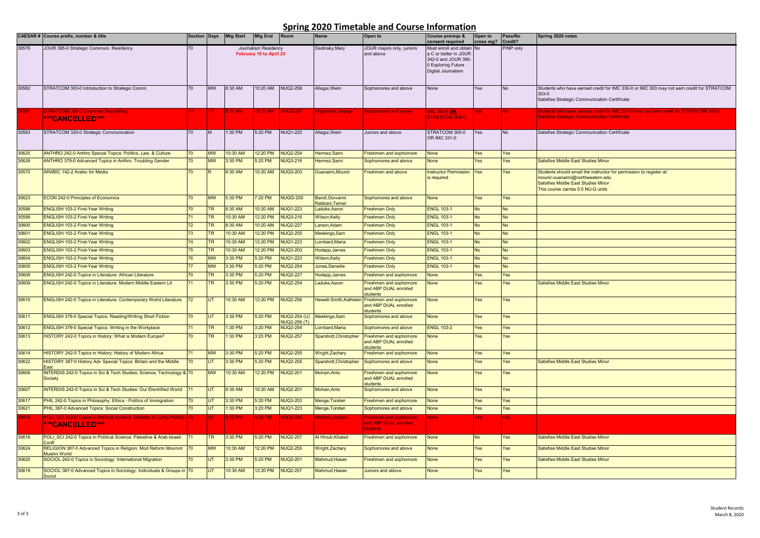# Spring 2020 Timetable and Course Information

| CAESAR # | Course prefix, number & title | Section | Days | Mtg Start | Mtg End | Room | Name | Open to | Course prereqs & consent required | Open to cross reg? | Pass/No Credit? | Spring 2020 notes |
|---|---|---|---|---|---|---|---|---|---|---|---|---|
| 30576 | JOUR 395-0 Strategic Communi. Residency | 70 | Journalism Residency February 16 to April 23 | | | | Dedinsky,Mary | JOUR majors only, juniors and above | Must enroll and obtain a C or better in JOUR 342-0 and JOUR 390-0 Exploring Future Digital Journalism | No | P/NP only | |
| 30582 | STRATCOM 303-0 Introduction to Strategic Comm | 70 | MW | 8:30 AM | 10:20 AM | NUQ2-258 | Allagui,Ilhem | Sophomores and above | None | Yes | No | Students who have earned credit for IMC 330-0 or IMC 303 may not earn credit for STRATCOM 303-0<br>Satisfies Strategic Communication Certificate |
| 30581 | STRATCOM 305-0 Corporate Storytelling ***CANCELLED*** | 70 | TR | 8:30 AM | 10:20 AM | NUQ2-257 | Anghelcev,George | Sophomores and above | IMC 330-0 OR STRATCOM 303-0 | Yes | No | Students who have earned credit for IMC 331-0 may not earn credit for STRATCOM 305-0<br>Satisfies Strategic Communication Certificate |
| 30583 | STRATCOM 320-0 Strategic Communication | 70 | M | 1:30 PM | 5:20 PM | NUQ1-225 | Allagui,Ilhem | Juniors and above | STRATCOM 305-0 OR IMC 331-0 | Yes | No | Satisfies Strategic Communication Certificate |
| 30625 | ANTHRO 242-0 Anthro Special Topics: Politics, Law, & Culture | 70 | MW | 10:30 AM | 12:20 PM | NUQ2-254 | Hermez,Sami | Freshmen and sophomore | None | Yes | Yes | |
| 30626 | ANTHRO 379-0 Advanced Topics in Anthro: Troubling Gender | 70 | MW | 3:30 PM | 5:20 PM | NUQ3-216 | Hermez,Sami | Sophomores and above | None | Yes | Yes | Satisfies Middle East Studies Minor |
| 30570 | ARABIC 142-2 Arabic for Media | 70 | R | 8:30 AM | 10:20 AM | NUQ3-203 | Ouanaimi,Mounir | Freshmen and above | Instructor Permission is required | Yes | Yes | Students should email the instructor for permission to register at: mounir-ouanaimi@northwestern.edu<br>Satisfies Middle East Studies Minor<br>This course carries 0.5 NU-Q units |
| 30623 | ECON 242-0 Principles of Economics | 70 | MW | 5:30 PM | 7:20 PM | NUQG-200 | Bandi,Giovanni Rabbani,Tamer | Sophomores and above | None | Yes | Yes | |
| 30598 | ENGLISH 103-2 First-Year Writing | 70 | TR | 8:30 AM | 10:20 AM | NUQ1-223 | Laduke,Aaron | Freshmen Only | ENGL 103-1 | No | No | |
| 30599 | ENGLISH 103-2 First-Year Writing | 71 | TR | 10:30 AM | 12:20 PM | NUQ3-216 | Wilson,Kelly | Freshmen Only | ENGL 103-1 | No | No | |
| 30600 | ENGLISH 103-2 First-Year Writing | 72 | TR | 8:30 AM | 10:20 AM | NUQ2-227 | Larson,Adam | Freshmen Only | ENGL 103-1 | No | No | |
| 30601 | ENGLISH 103-2 First-Year Writing | 73 | TR | 10:30 AM | 12:20 PM | NUQ2-255 | Meekings,Sam | Freshmen Only | ENGL 103-1 | No | No | |
| 30602 | ENGLISH 103-2 First-Year Writing | 74 | TR | 10:30 AM | 12:20 PM | NUQ1-223 | Lombard,Maria | Freshmen Only | ENGL 103-1 | No | No | |
| 30603 | ENGLISH 103-2 First-Year Writing | 75 | TR | 10:30 AM | 12:20 PM | NUQ3-203 | Hodapp,James | Freshmen Only | ENGL 103-1 | No | No | |
| 30604 | ENGLISH 103-2 First-Year Writing | 76 | MW | 3:30 PM | 5:20 PM | NUQ1-223 | Wilson,Kelly | Freshmen Only | ENGL 103-1 | No | No | |
| 30605 | ENGLISH 103-2 First-Year Writing | 77 | MW | 3:30 PM | 5:20 PM | NUQ2-254 | Jones,Danielle | Freshmen Only | ENGL 103-1 | No | No | |
| 30608 | ENGLISH 242-0 Topics in Literature: African Literature | 70 | TR | 3:30 PM | 5:20 PM | NUQ2-227 | Hodapp,James | Freshmen and sophomore | None | Yes | Yes | |
| 30609 | ENGLISH 242-0 Topics in Literature: Modern Middle Eastern Lit | 71 | TR | 3:30 PM | 5:20 PM | NUQ2-254 | Laduke,Aaron | Freshmen and sophomore and ABP DUAL enrolled students | None | Yes | Yes | Satisfies Middle East Studies Minor |
| 30610 | ENGLISH 242-0 Topics in Literature: Contemporary World Literature | 72 | UT | 10:30 AM | 12:20 PM | NUQ2-256 | Hewett-Smith,Kathleen | Freshmen and sophomore and ABP DUAL enrolled students | None | Yes | Yes | |
| 30611 | ENGLISH 379-0 Special Topics: Reading/Writing Short Fiction | 70 | UT | 3:30 PM | 5:20 PM | NUQ2-254 (U) NUQ2-256 (T) | Meekings,Sam | Sophomores and above | None | Yes | Yes | |
| 30612 | ENGLISH 379-0 Special Topics: Writing in the Workplace | 71 | TR | 1:30 PM | 3:20 PM | NUQ2-254 | Lombard,Maria | Sophomores and above | ENGL 103-2 | Yes | Yes | |
| 30613 | HISTORY 242-0 Topics in History: What is Modern Europe? | 70 | TR | 1:30 PM | 3:20 PM | NUQ2-257 | Sparshott,Christopher | Freshmen and sophomore and ABP DUAL enrolled students | None | Yes | Yes | |
| 30614 | HISTORY 242-0 Topics in History: History of Modern Africa | 71 | MW | 3:30 PM | 5:20 PM | NUQ2-255 | Wright,Zachary | Freshmen and sophomore | None | Yes | Yes | |
| 30622 | HISTORY 387-0 History Adv Special Topics: Britain and the Middle East | 70 | UT | 3:30 PM | 5:20 PM | NUQ2-255 | Sparshott,Christopher | Sophomores and above | None | Yes | Yes | Satisfies Middle East Studies Minor |
| 30606 | INTERDIS 242-0 Topics in Sci & Tech Studies: Science, Technology & Society | 70 | MW | 10:30 AM | 12:20 PM | NUQ2-201 | Mohsin,Anto | Freshmen and sophomore and ABP DUAL enrolled students | None | Yes | Yes | |
| 30607 | INTERDIS 242-0 Topics in Sci & Tech Studies: Our Electrified World | 71 | UT | 8:30 AM | 10:20 AM | NUQ2-201 | Mohsin,Anto | Sophomores and above | None | Yes | Yes | |
| 30617 | PHIL 242-0 Topics in Philosophy: Ethics - Politics of Immigration | 70 | UT | 3:30 PM | 5:20 PM | NUQ3-203 | Menge,Torsten | Freshmen and sophomore | None | Yes | Yes | |
| 30621 | PHIL 387-0 Advanced Topics: Social Construction | 70 | UT | 1:30 PM | 3:20 PM | NUQ1-223 | Menge,Torsten | Sophomores and above | None | Yes | Yes | |
| 30615 | POLI_SCI 242-0 Topics in Political Science: Debates in Comp Politics ***CANCELLED*** | 70 | UT | 3:30 PM | 5:20 PM | NUQ2-256 | Mitchell,Jocelyn | Freshmen and sophomore and ABP DUAL enrolled students | None | Yes | Yes | |
| 30616 | POLI_SCI 242-0 Topics in Political Science: Palestine & Arab-Israeli Confl | 71 | TR | 3:30 PM | 5:20 PM | NUQ2-257 | Al Hroub,Khaled | Freshmen and sophomore | None | No | Yes | Satisfies Middle East Studies Minor |
| 30624 | RELIGION 387-0 Advanced Topics in Religion: Mod Reform Movmnt Muslim World | 70 | MW | 10:30 AM | 12:20 PM | NUQ2-255 | Wright,Zachary | Sophomores and above | None | Yes | Yes | Satisfies Middle East Studies Minor |
| 30620 | SOCIOL 242-0 Topics in Sociology: International Migration | 70 | UT | 3:30 PM | 5:20 PM | NUQ2-201 | Mahmud,Hasan | Freshmen and sophomore | None | Yes | Yes | Satisfies Middle East Studies Minor |
| 30619 | SOCIOL 387-0 Advanced Topics in Sociology: Individuals & Groups in Sociol | 70 | UT | 10:30 AM | 12:20 PM | NUQ2-257 | Mahmud,Hasan | Juniors and above | None | Yes | Yes | |

Student Records
March 8, 2020